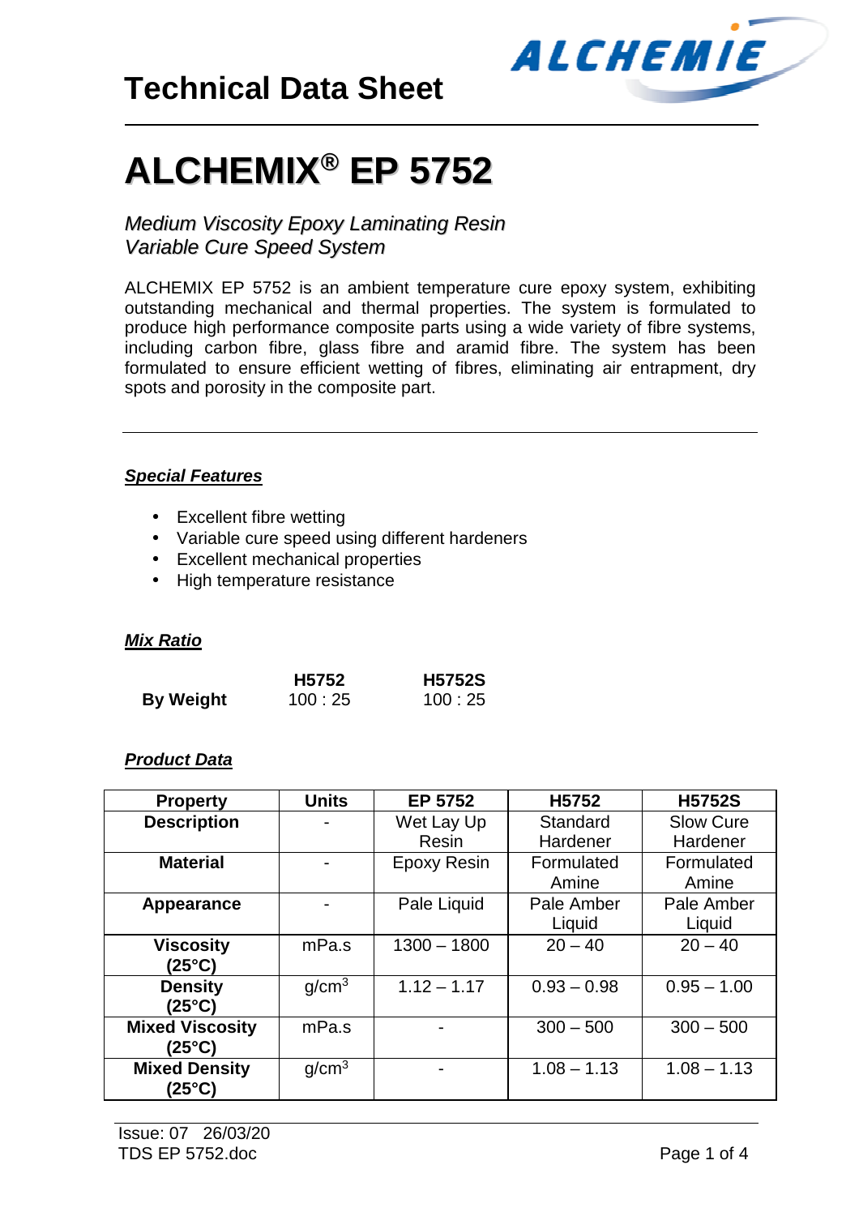# Technical Data Sheet

# ALCHEMIX® EP 5752

*Medium Viscosity Epoxy Laminating Resin*
*Variable Cure Speed System*

ALCHEMIX EP 5752 is an ambient temperature cure epoxy system, exhibiting outstanding mechanical and thermal properties. The system is formulated to produce high performance composite parts using a wide variety of fibre systems, including carbon fibre, glass fibre and aramid fibre. The system has been formulated to ensure efficient wetting of fibres, eliminating air entrapment, dry spots and porosity in the composite part.

---

## ***Special Features***

- Excellent fibre wetting
- Variable cure speed using different hardeners
- Excellent mechanical properties
- High temperature resistance

## ***Mix Ratio***

| | H5752 | H5752S |
|---|---|---|
| **By Weight** | 100 : 25 | 100 : 25 |

## ***Product Data***

| Property | Units | EP 5752 | H5752 | H5752S |
|---|---|---|---|---|
| **Description** | - | Wet Lay Up Resin | Standard Hardener | Slow Cure Hardener |
| **Material** | - | Epoxy Resin | Formulated Amine | Formulated Amine |
| **Appearance** | - | Pale Liquid | Pale Amber Liquid | Pale Amber Liquid |
| **Viscosity (25°C)** | mPa.s | 1300 – 1800 | 20 – 40 | 20 – 40 |
| **Density (25°C)** | $g/cm^3$ | 1.12 – 1.17 | 0.93 – 0.98 | 0.95 – 1.00 |
| **Mixed Viscosity (25°C)** | mPa.s | - | 300 – 500 | 300 – 500 |
| **Mixed Density (25°C)** | $g/cm^3$ | - | 1.08 – 1.13 | 1.08 – 1.13 |

Issue: 07 26/03/20
TDS EP 5752.doc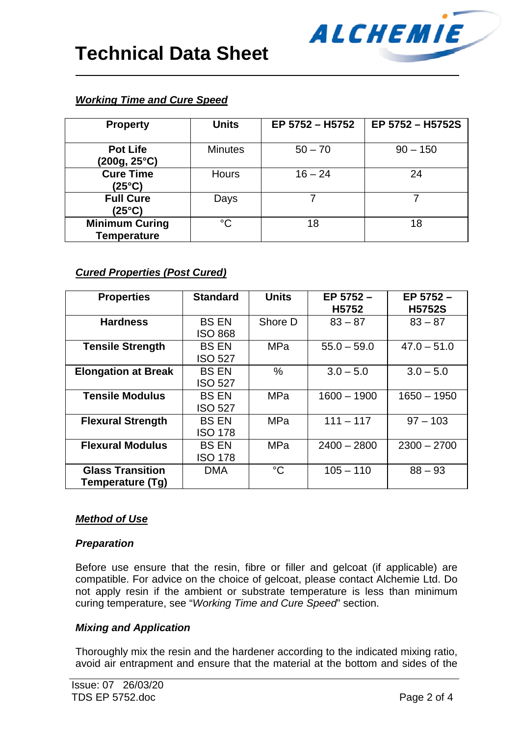# Technical Data Sheet

### *Working Time and Cure Speed*

| Property | Units | EP 5752 – H5752 | EP 5752 – H5752S |
|---|---|---|---|
| **Pot Life (200g, 25°C)** | Minutes | 50 – 70 | 90 – 150 |
| **Cure Time (25°C)** | Hours | 16 – 24 | 24 |
| **Full Cure (25°C)** | Days | 7 | 7 |
| **Minimum Curing Temperature** | °C | 18 | 18 |

### *Cured Properties (Post Cured)*

| Properties | Standard | Units | EP 5752 – H5752 | EP 5752 – H5752S |
|---|---|---|---|---|
| **Hardness** | BS EN ISO 868 | Shore D | 83 – 87 | 83 – 87 |
| **Tensile Strength** | BS EN ISO 527 | MPa | 55.0 – 59.0 | 47.0 – 51.0 |
| **Elongation at Break** | BS EN ISO 527 | % | 3.0 – 5.0 | 3.0 – 5.0 |
| **Tensile Modulus** | BS EN ISO 527 | MPa | 1600 – 1900 | 1650 – 1950 |
| **Flexural Strength** | BS EN ISO 178 | MPa | 111 – 117 | 97 – 103 |
| **Flexural Modulus** | BS EN ISO 178 | MPa | 2400 – 2800 | 2300 – 2700 |
| **Glass Transition Temperature (Tg)** | DMA | °C | 105 – 110 | 88 – 93 |

### *Method of Use*

#### *Preparation*

Before use ensure that the resin, fibre or filler and gelcoat (if applicable) are compatible. For advice on the choice of gelcoat, please contact Alchemie Ltd. Do not apply resin if the ambient or substrate temperature is less than minimum curing temperature, see "*Working Time and Cure Speed*" section.

#### *Mixing and Application*

Thoroughly mix the resin and the hardener according to the indicated mixing ratio, avoid air entrapment and ensure that the material at the bottom and sides of the

Issue: 07 26/03/20
TDS EP 5752.doc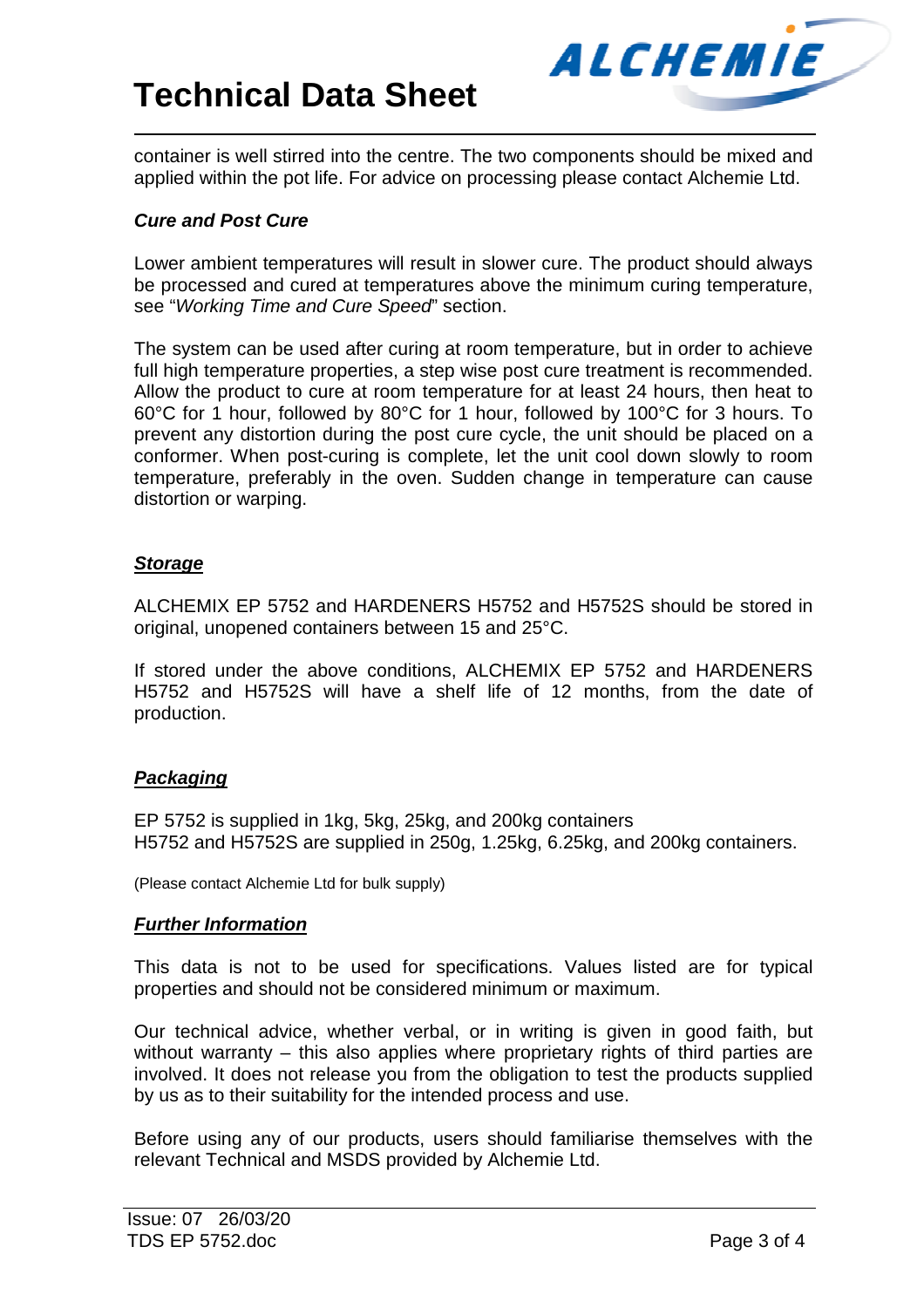container is well stirred into the centre. The two components should be mixed and applied within the pot life. For advice on processing please contact Alchemie Ltd.

***Cure and Post Cure***

Lower ambient temperatures will result in slower cure. The product should always be processed and cured at temperatures above the minimum curing temperature, see "*Working Time and Cure Speed*" section.

The system can be used after curing at room temperature, but in order to achieve full high temperature properties, a step wise post cure treatment is recommended. Allow the product to cure at room temperature for at least 24 hours, then heat to 60°C for 1 hour, followed by 80°C for 1 hour, followed by 100°C for 3 hours. To prevent any distortion during the post cure cycle, the unit should be placed on a conformer. When post-curing is complete, let the unit cool down slowly to room temperature, preferably in the oven. Sudden change in temperature can cause distortion or warping.

## ***Storage***

ALCHEMIX EP 5752 and HARDENERS H5752 and H5752S should be stored in original, unopened containers between 15 and 25°C.

If stored under the above conditions, ALCHEMIX EP 5752 and HARDENERS H5752 and H5752S will have a shelf life of 12 months, from the date of production.

## ***Packaging***

EP 5752 is supplied in 1kg, 5kg, 25kg, and 200kg containers
H5752 and H5752S are supplied in 250g, 1.25kg, 6.25kg, and 200kg containers.

(Please contact Alchemie Ltd for bulk supply)

## ***Further Information***

This data is not to be used for specifications. Values listed are for typical properties and should not be considered minimum or maximum.

Our technical advice, whether verbal, or in writing is given in good faith, but without warranty – this also applies where proprietary rights of third parties are involved. It does not release you from the obligation to test the products supplied by us as to their suitability for the intended process and use.

Before using any of our products, users should familiarise themselves with the relevant Technical and MSDS provided by Alchemie Ltd.

Issue: 07 26/03/20
TDS EP 5752.doc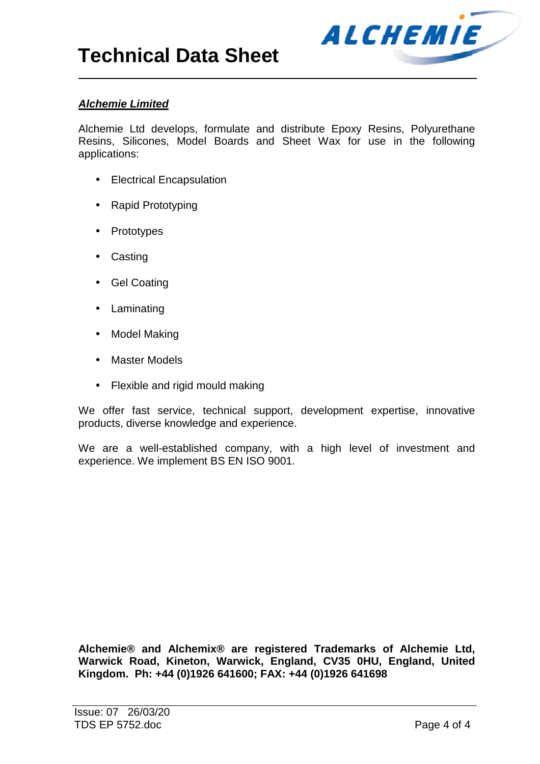***Alchemie Limited***

Alchemie Ltd develops, formulate and distribute Epoxy Resins, Polyurethane Resins, Silicones, Model Boards and Sheet Wax for use in the following applications:

- Electrical Encapsulation
- Rapid Prototyping
- Prototypes
- Casting
- Gel Coating
- Laminating
- Model Making
- Master Models
- Flexible and rigid mould making

We offer fast service, technical support, development expertise, innovative products, diverse knowledge and experience.

We are a well-established company, with a high level of investment and experience. We implement BS EN ISO 9001.

**Alchemie® and Alchemix® are registered Trademarks of Alchemie Ltd, Warwick Road, Kineton, Warwick, England, CV35 0HU, England, United Kingdom. Ph: +44 (0)1926 641600; FAX: +44 (0)1926 641698**